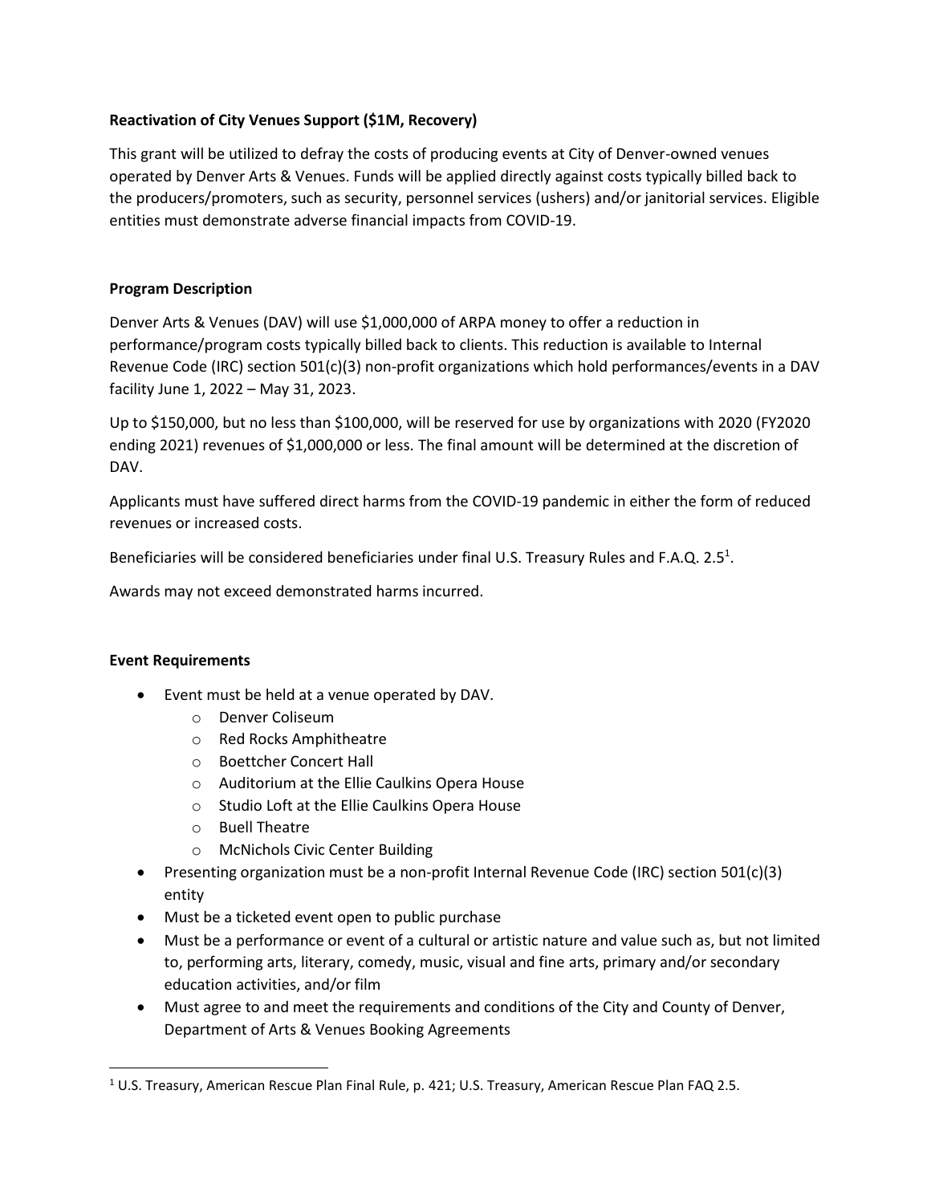**Reactivation of City Venues Support ($1M, Recovery)**

This grant will be utilized to defray the costs of producing events at City of Denver-owned venues operated by Denver Arts & Venues. Funds will be applied directly against costs typically billed back to the producers/promoters, such as security, personnel services (ushers) and/or janitorial services. Eligible entities must demonstrate adverse financial impacts from COVID-19.

**Program Description**

Denver Arts & Venues (DAV) will use $1,000,000 of ARPA money to offer a reduction in performance/program costs typically billed back to clients. This reduction is available to Internal Revenue Code (IRC) section 501(c)(3) non-profit organizations which hold performances/events in a DAV facility June 1, 2022 – May 31, 2023.

Up to $150,000, but no less than $100,000, will be reserved for use by organizations with 2020 (FY2020 ending 2021) revenues of $1,000,000 or less. The final amount will be determined at the discretion of DAV.

Applicants must have suffered direct harms from the COVID-19 pandemic in either the form of reduced revenues or increased costs.

Beneficiaries will be considered beneficiaries under final U.S. Treasury Rules and F.A.Q. 2.5[1].

Awards may not exceed demonstrated harms incurred.

**Event Requirements**

- Event must be held at a venue operated by DAV.
  - Denver Coliseum
  - Red Rocks Amphitheatre
  - Boettcher Concert Hall
  - Auditorium at the Ellie Caulkins Opera House
  - Studio Loft at the Ellie Caulkins Opera House
  - Buell Theatre
  - McNichols Civic Center Building
- Presenting organization must be a non-profit Internal Revenue Code (IRC) section 501(c)(3) entity
- Must be a ticketed event open to public purchase
- Must be a performance or event of a cultural or artistic nature and value such as, but not limited to, performing arts, literary, comedy, music, visual and fine arts, primary and/or secondary education activities, and/or film
- Must agree to and meet the requirements and conditions of the City and County of Denver, Department of Arts & Venues Booking Agreements

[1] U.S. Treasury, American Rescue Plan Final Rule, p. 421; U.S. Treasury, American Rescue Plan FAQ 2.5.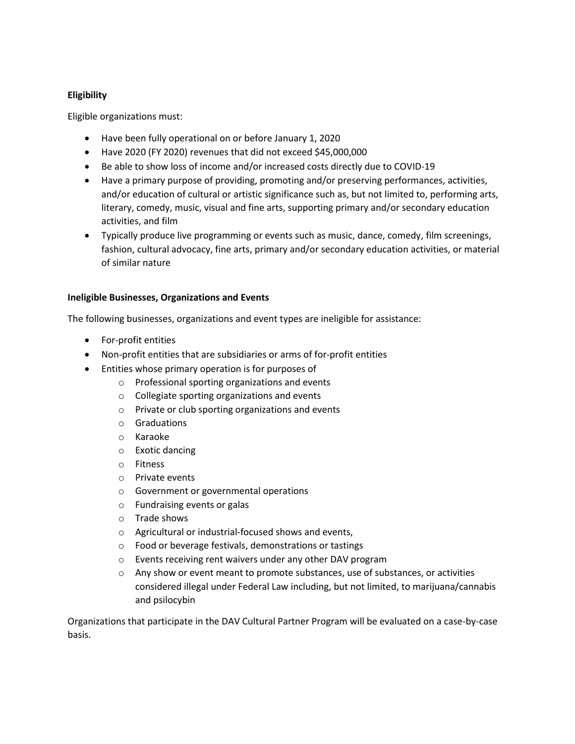**Eligibility**

Eligible organizations must:

- Have been fully operational on or before January 1, 2020
- Have 2020 (FY 2020) revenues that did not exceed $45,000,000
- Be able to show loss of income and/or increased costs directly due to COVID-19
- Have a primary purpose of providing, promoting and/or preserving performances, activities, and/or education of cultural or artistic significance such as, but not limited to, performing arts, literary, comedy, music, visual and fine arts, supporting primary and/or secondary education activities, and film
- Typically produce live programming or events such as music, dance, comedy, film screenings, fashion, cultural advocacy, fine arts, primary and/or secondary education activities, or material of similar nature

**Ineligible Businesses, Organizations and Events**

The following businesses, organizations and event types are ineligible for assistance:

- For-profit entities
- Non-profit entities that are subsidiaries or arms of for-profit entities
- Entities whose primary operation is for purposes of
  - Professional sporting organizations and events
  - Collegiate sporting organizations and events
  - Private or club sporting organizations and events
  - Graduations
  - Karaoke
  - Exotic dancing
  - Fitness
  - Private events
  - Government or governmental operations
  - Fundraising events or galas
  - Trade shows
  - Agricultural or industrial-focused shows and events,
  - Food or beverage festivals, demonstrations or tastings
  - Events receiving rent waivers under any other DAV program
  - Any show or event meant to promote substances, use of substances, or activities considered illegal under Federal Law including, but not limited, to marijuana/cannabis and psilocybin

Organizations that participate in the DAV Cultural Partner Program will be evaluated on a case-by-case basis.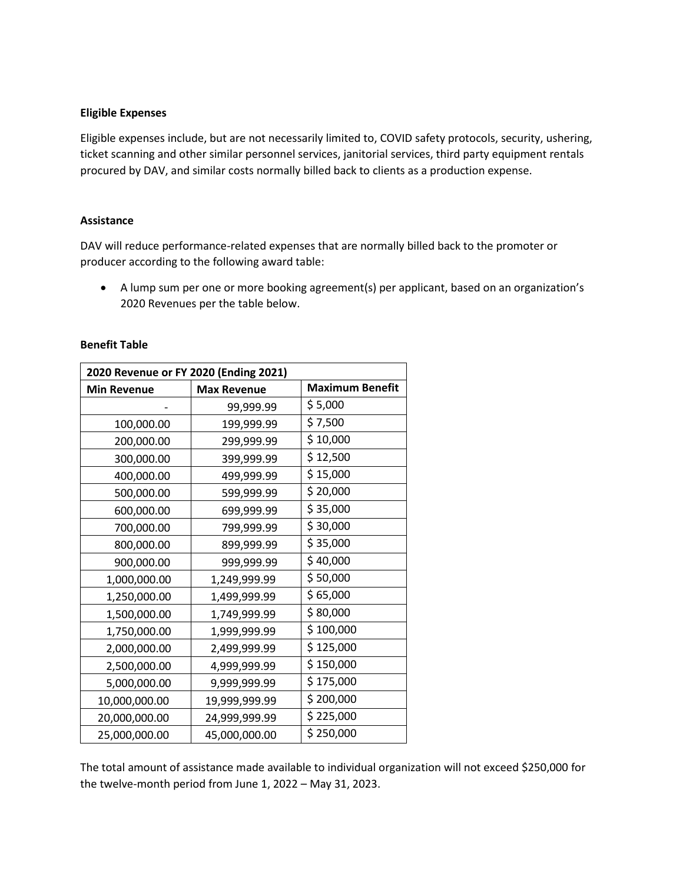**Eligible Expenses**

Eligible expenses include, but are not necessarily limited to, COVID safety protocols, security, ushering, ticket scanning and other similar personnel services, janitorial services, third party equipment rentals procured by DAV, and similar costs normally billed back to clients as a production expense.

**Assistance**

DAV will reduce performance-related expenses that are normally billed back to the promoter or producer according to the following award table:

- A lump sum per one or more booking agreement(s) per applicant, based on an organization's 2020 Revenues per the table below.

**Benefit Table**

| 2020 Revenue or FY 2020 (Ending 2021) | | |
|---|---|---|
| **Min Revenue** | **Max Revenue** | **Maximum Benefit** |
| - | 99,999.99 | $ 5,000 |
| 100,000.00 | 199,999.99 | $ 7,500 |
| 200,000.00 | 299,999.99 | $ 10,000 |
| 300,000.00 | 399,999.99 | $ 12,500 |
| 400,000.00 | 499,999.99 | $ 15,000 |
| 500,000.00 | 599,999.99 | $ 20,000 |
| 600,000.00 | 699,999.99 | $ 35,000 |
| 700,000.00 | 799,999.99 | $ 30,000 |
| 800,000.00 | 899,999.99 | $ 35,000 |
| 900,000.00 | 999,999.99 | $ 40,000 |
| 1,000,000.00 | 1,249,999.99 | $ 50,000 |
| 1,250,000.00 | 1,499,999.99 | $ 65,000 |
| 1,500,000.00 | 1,749,999.99 | $ 80,000 |
| 1,750,000.00 | 1,999,999.99 | $ 100,000 |
| 2,000,000.00 | 2,499,999.99 | $ 125,000 |
| 2,500,000.00 | 4,999,999.99 | $ 150,000 |
| 5,000,000.00 | 9,999,999.99 | $ 175,000 |
| 10,000,000.00 | 19,999,999.99 | $ 200,000 |
| 20,000,000.00 | 24,999,999.99 | $ 225,000 |
| 25,000,000.00 | 45,000,000.00 | $ 250,000 |

The total amount of assistance made available to individual organization will not exceed $250,000 for the twelve-month period from June 1, 2022 – May 31, 2023.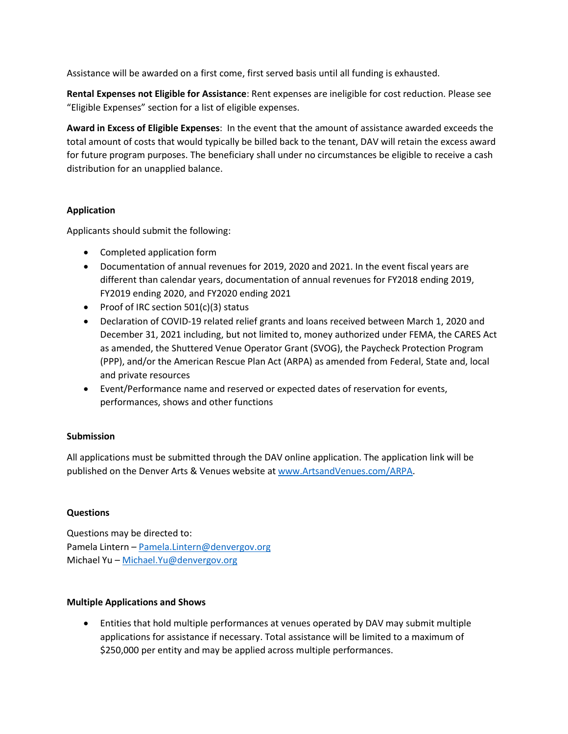Assistance will be awarded on a first come, first served basis until all funding is exhausted.

**Rental Expenses not Eligible for Assistance**: Rent expenses are ineligible for cost reduction. Please see "Eligible Expenses" section for a list of eligible expenses.

**Award in Excess of Eligible Expenses**: In the event that the amount of assistance awarded exceeds the total amount of costs that would typically be billed back to the tenant, DAV will retain the excess award for future program purposes. The beneficiary shall under no circumstances be eligible to receive a cash distribution for an unapplied balance.

**Application**

Applicants should submit the following:

- Completed application form
- Documentation of annual revenues for 2019, 2020 and 2021. In the event fiscal years are different than calendar years, documentation of annual revenues for FY2018 ending 2019, FY2019 ending 2020, and FY2020 ending 2021
- Proof of IRC section 501(c)(3) status
- Declaration of COVID-19 related relief grants and loans received between March 1, 2020 and December 31, 2021 including, but not limited to, money authorized under FEMA, the CARES Act as amended, the Shuttered Venue Operator Grant (SVOG), the Paycheck Protection Program (PPP), and/or the American Rescue Plan Act (ARPA) as amended from Federal, State and, local and private resources
- Event/Performance name and reserved or expected dates of reservation for events, performances, shows and other functions

**Submission**

All applications must be submitted through the DAV online application. The application link will be published on the Denver Arts & Venues website at [www.ArtsandVenues.com/ARPA](www.ArtsandVenues.com/ARPA).

**Questions**

Questions may be directed to:
Pamela Lintern – [Pamela.Lintern@denvergov.org](mailto:Pamela.Lintern@denvergov.org)
Michael Yu – [Michael.Yu@denvergov.org](mailto:Michael.Yu@denvergov.org)

**Multiple Applications and Shows**

- Entities that hold multiple performances at venues operated by DAV may submit multiple applications for assistance if necessary. Total assistance will be limited to a maximum of $250,000 per entity and may be applied across multiple performances.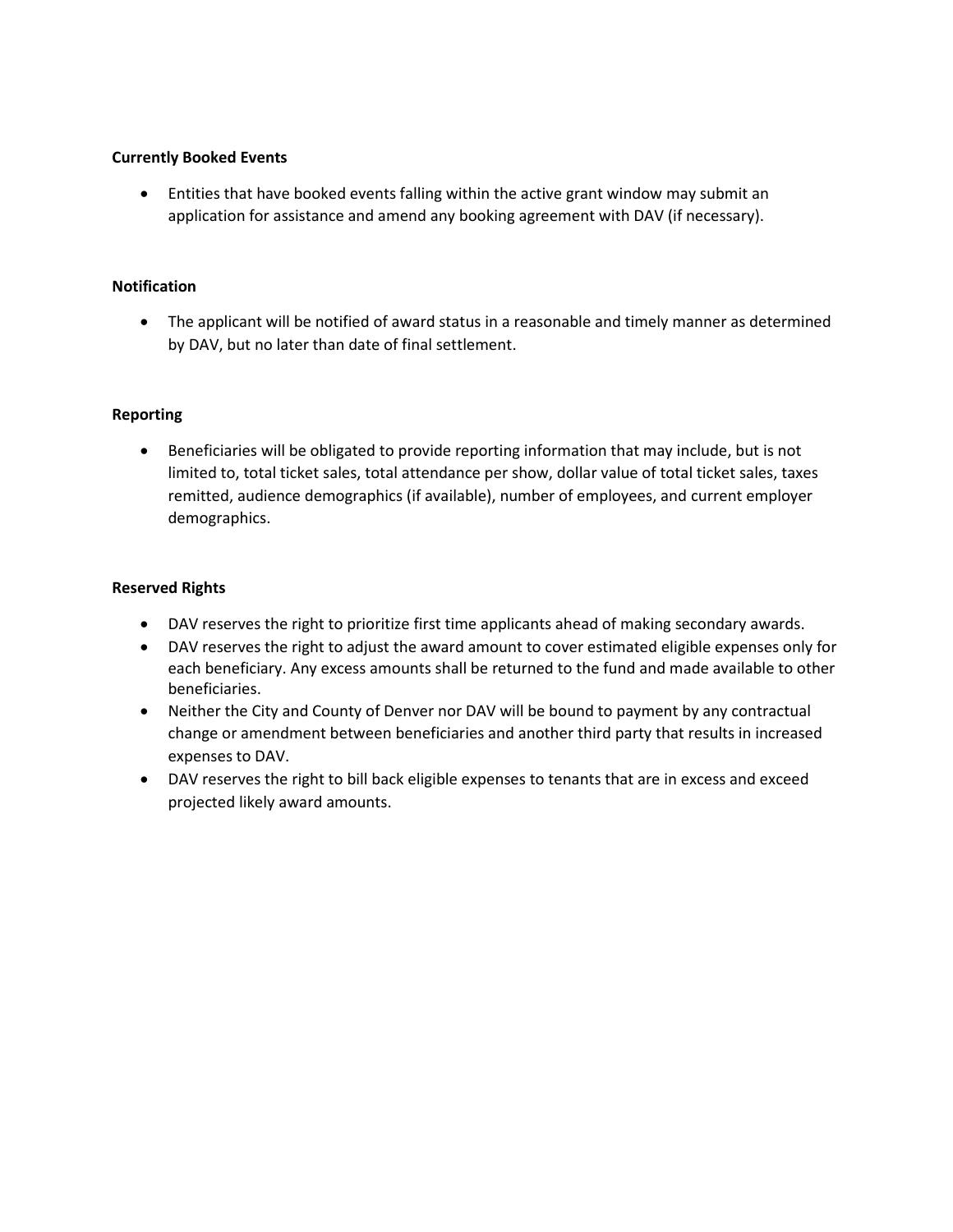**Currently Booked Events**

- Entities that have booked events falling within the active grant window may submit an application for assistance and amend any booking agreement with DAV (if necessary).

**Notification**

- The applicant will be notified of award status in a reasonable and timely manner as determined by DAV, but no later than date of final settlement.

**Reporting**

- Beneficiaries will be obligated to provide reporting information that may include, but is not limited to, total ticket sales, total attendance per show, dollar value of total ticket sales, taxes remitted, audience demographics (if available), number of employees, and current employer demographics.

**Reserved Rights**

- DAV reserves the right to prioritize first time applicants ahead of making secondary awards.
- DAV reserves the right to adjust the award amount to cover estimated eligible expenses only for each beneficiary. Any excess amounts shall be returned to the fund and made available to other beneficiaries.
- Neither the City and County of Denver nor DAV will be bound to payment by any contractual change or amendment between beneficiaries and another third party that results in increased expenses to DAV.
- DAV reserves the right to bill back eligible expenses to tenants that are in excess and exceed projected likely award amounts.